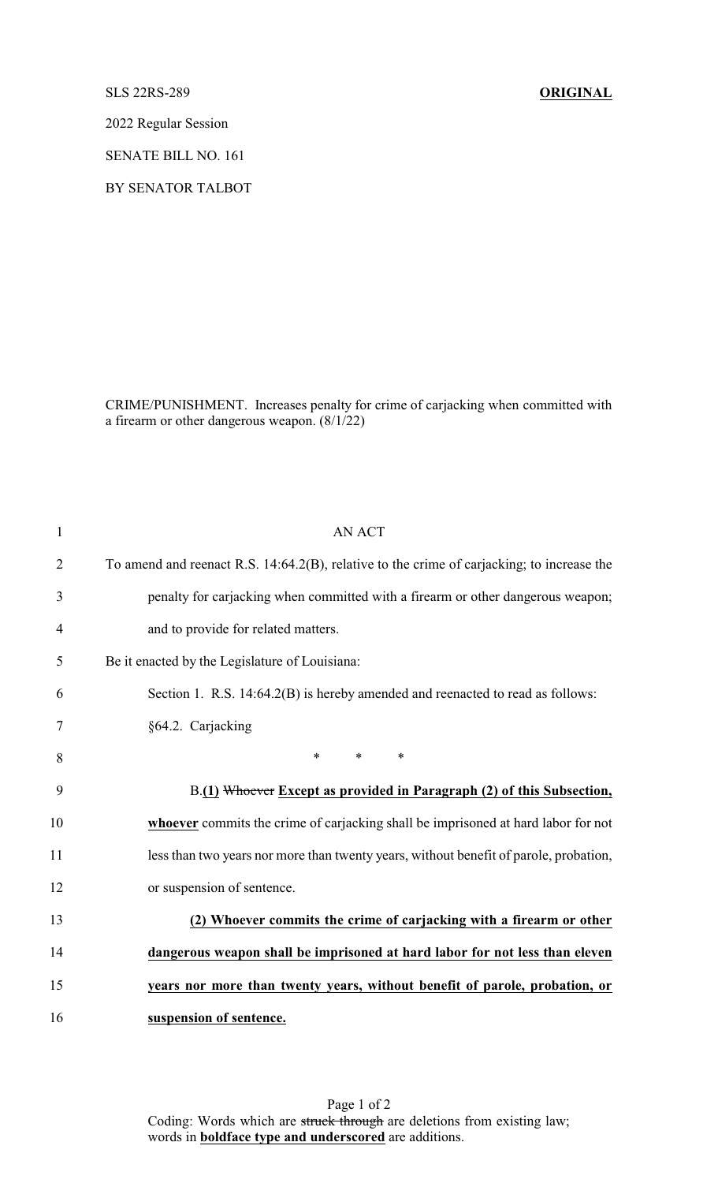SLS 22RS-289 **ORIGINAL**

2022 Regular Session

SENATE BILL NO. 161

BY SENATOR TALBOT

CRIME/PUNISHMENT. Increases penalty for crime of carjacking when committed with a firearm or other dangerous weapon. (8/1/22)

AN ACT

To amend and reenact R.S. 14:64.2(B), relative to the crime of carjacking; to increase the penalty for carjacking when committed with a firearm or other dangerous weapon; and to provide for related matters.

Be it enacted by the Legislature of Louisiana:

Section 1. R.S. 14:64.2(B) is hereby amended and reenacted to read as follows:

§64.2. Carjacking

\* \* \*

B.**<u>(1)</u>** ~~Whoever~~ **<u>Except as provided in Paragraph (2) of this Subsection, whoever</u>** commits the crime of carjacking shall be imprisoned at hard labor for not less than two years nor more than twenty years, without benefit of parole, probation, or suspension of sentence.

**<u>(2) Whoever commits the crime of carjacking with a firearm or other dangerous weapon shall be imprisoned at hard labor for not less than eleven years nor more than twenty years, without benefit of parole, probation, or suspension of sentence.</u>**

Coding: Words which are ~~struck through~~ are deletions from existing law; words in **<u>boldface type and underscored</u>** are additions.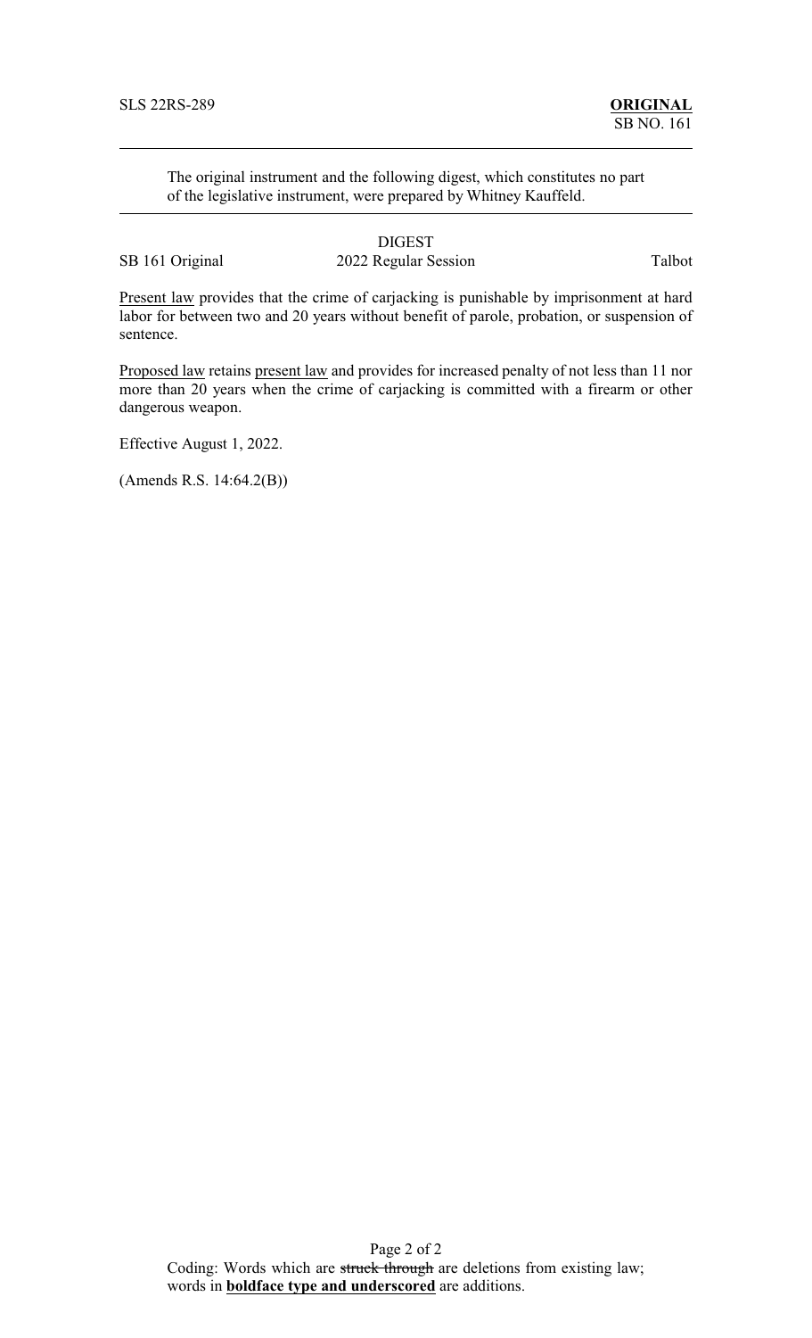SLS 22RS-289

**ORIGINAL**
SB NO. 161

The original instrument and the following digest, which constitutes no part of the legislative instrument, were prepared by Whitney Kauffeld.

DIGEST

SB 161 Original — 2022 Regular Session — Talbot

Present law provides that the crime of carjacking is punishable by imprisonment at hard labor for between two and 20 years without benefit of parole, probation, or suspension of sentence.

Proposed law retains present law and provides for increased penalty of not less than 11 nor more than 20 years when the crime of carjacking is committed with a firearm or other dangerous weapon.

Effective August 1, 2022.

(Amends R.S. 14:64.2(B))

Coding: Words which are ~~struck through~~ are deletions from existing law; words in **boldface type and underscored** are additions.